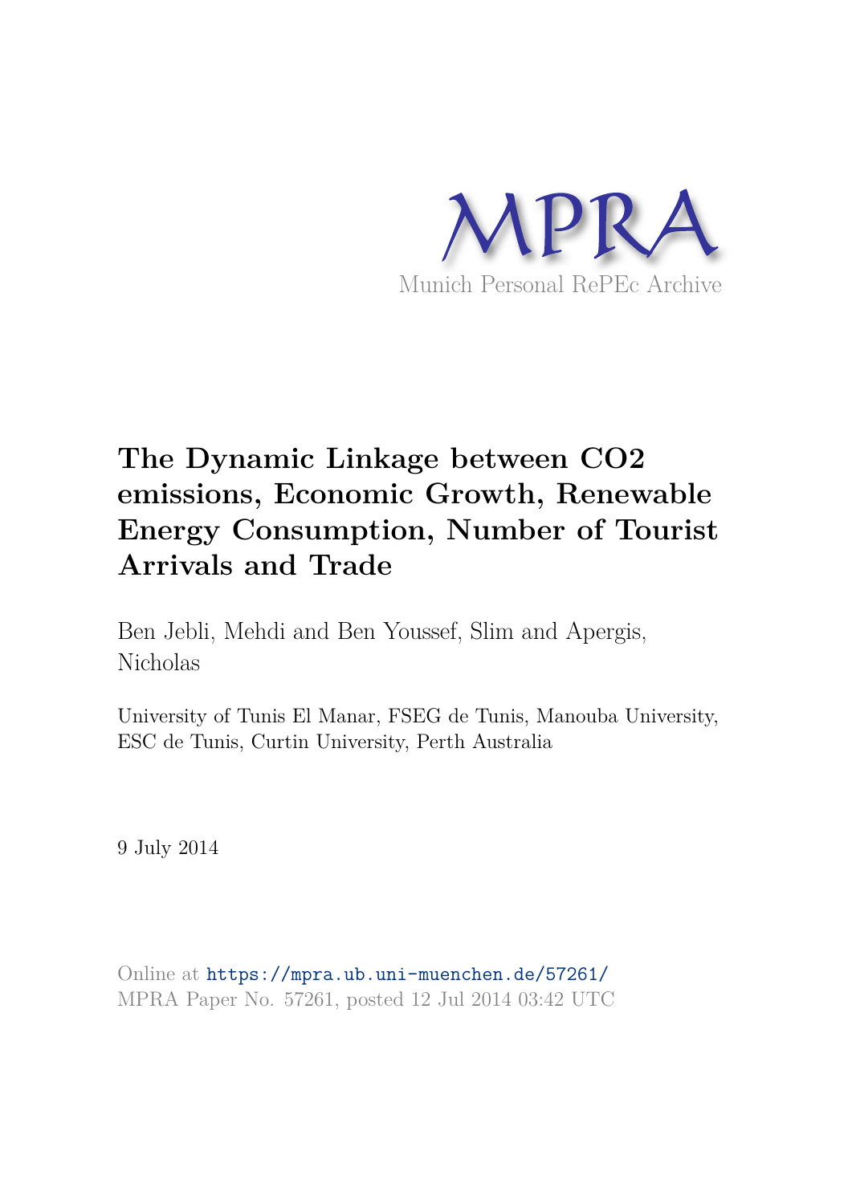MPRA

Munich Personal RePEc Archive

# The Dynamic Linkage between CO2 emissions, Economic Growth, Renewable Energy Consumption, Number of Tourist Arrivals and Trade

Ben Jebli, Mehdi and Ben Youssef, Slim and Apergis, Nicholas

University of Tunis El Manar, FSEG de Tunis, Manouba University, ESC de Tunis, Curtin University, Perth Australia

9 July 2014

Online at https://mpra.ub.uni-muenchen.de/57261/
MPRA Paper No. 57261, posted 12 Jul 2014 03:42 UTC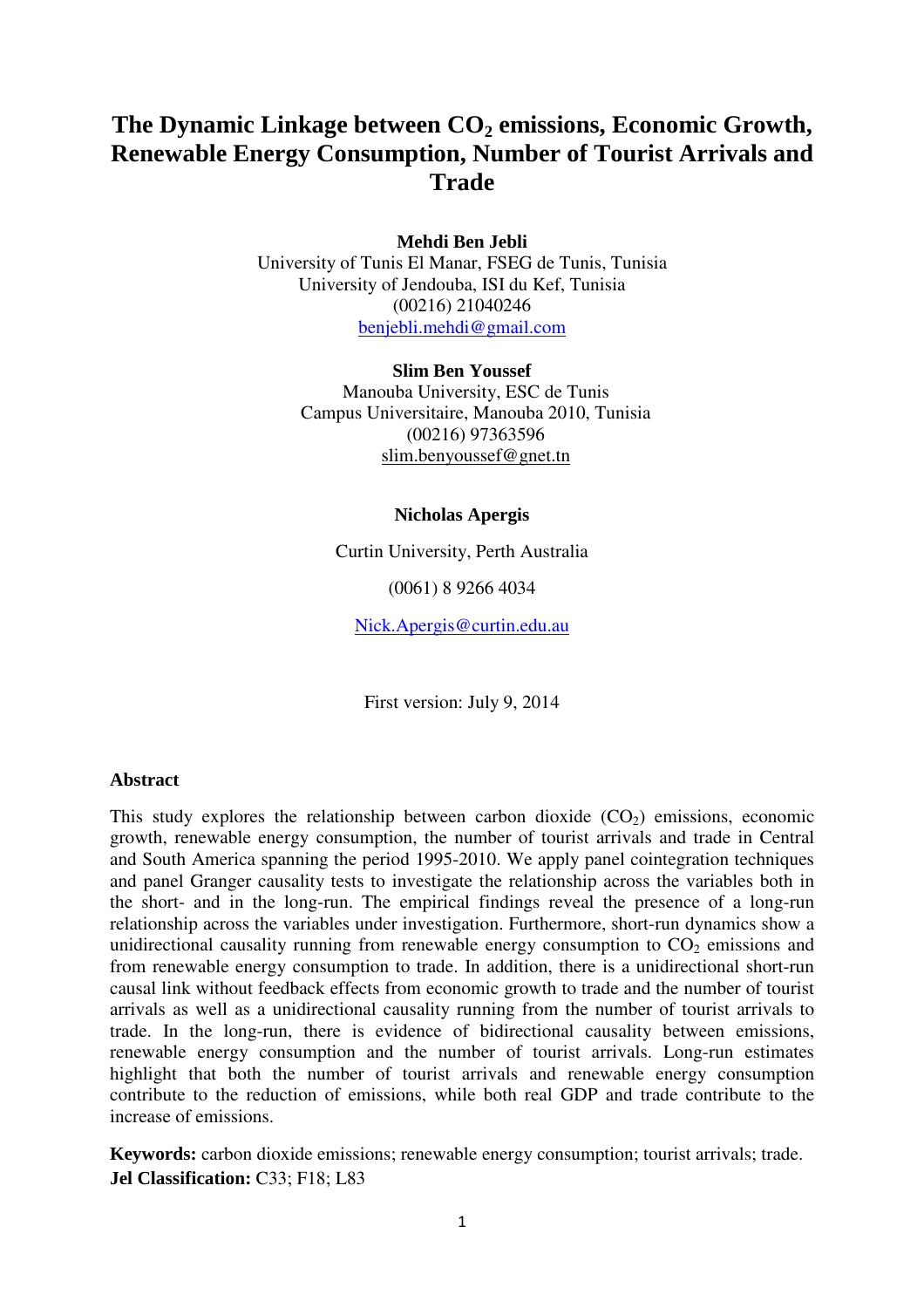# The Dynamic Linkage between $CO_2$ emissions, Economic Growth, Renewable Energy Consumption, Number of Tourist Arrivals and Trade

**Mehdi Ben Jebli**
University of Tunis El Manar, FSEG de Tunis, Tunisia
University of Jendouba, ISI du Kef, Tunisia
(00216) 21040246
benjebli.mehdi@gmail.com

**Slim Ben Youssef**
Manouba University, ESC de Tunis
Campus Universitaire, Manouba 2010, Tunisia
(00216) 97363596
slim.benyoussef@gnet.tn

**Nicholas Apergis**
Curtin University, Perth Australia
(0061) 8 9266 4034
Nick.Apergis@curtin.edu.au

First version: July 9, 2014

**Abstract**

This study explores the relationship between carbon dioxide ($CO_2$) emissions, economic growth, renewable energy consumption, the number of tourist arrivals and trade in Central and South America spanning the period 1995-2010. We apply panel cointegration techniques and panel Granger causality tests to investigate the relationship across the variables both in the short- and in the long-run. The empirical findings reveal the presence of a long-run relationship across the variables under investigation. Furthermore, short-run dynamics show a unidirectional causality running from renewable energy consumption to $CO_2$ emissions and from renewable energy consumption to trade. In addition, there is a unidirectional short-run causal link without feedback effects from economic growth to trade and the number of tourist arrivals as well as a unidirectional causality running from the number of tourist arrivals to trade. In the long-run, there is evidence of bidirectional causality between emissions, renewable energy consumption and the number of tourist arrivals. Long-run estimates highlight that both the number of tourist arrivals and renewable energy consumption contribute to the reduction of emissions, while both real GDP and trade contribute to the increase of emissions.

**Keywords:** carbon dioxide emissions; renewable energy consumption; tourist arrivals; trade.
**Jel Classification:** C33; F18; L83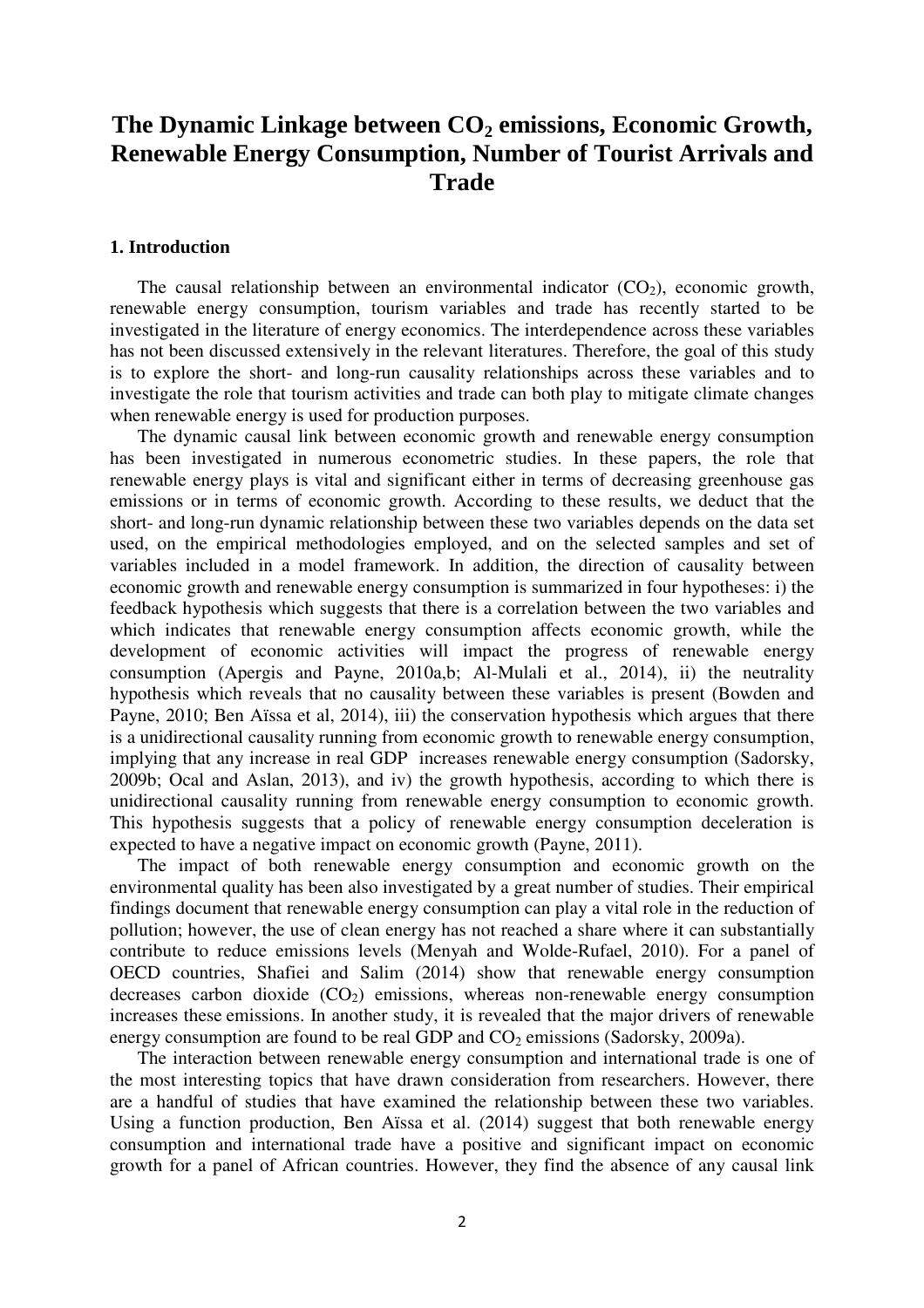# The Dynamic Linkage between $CO_2$ emissions, Economic Growth, Renewable Energy Consumption, Number of Tourist Arrivals and Trade

## 1. Introduction

The causal relationship between an environmental indicator ($CO_2$), economic growth, renewable energy consumption, tourism variables and trade has recently started to be investigated in the literature of energy economics. The interdependence across these variables has not been discussed extensively in the relevant literatures. Therefore, the goal of this study is to explore the short- and long-run causality relationships across these variables and to investigate the role that tourism activities and trade can both play to mitigate climate changes when renewable energy is used for production purposes.

The dynamic causal link between economic growth and renewable energy consumption has been investigated in numerous econometric studies. In these papers, the role that renewable energy plays is vital and significant either in terms of decreasing greenhouse gas emissions or in terms of economic growth. According to these results, we deduct that the short- and long-run dynamic relationship between these two variables depends on the data set used, on the empirical methodologies employed, and on the selected samples and set of variables included in a model framework. In addition, the direction of causality between economic growth and renewable energy consumption is summarized in four hypotheses: i) the feedback hypothesis which suggests that there is a correlation between the two variables and which indicates that renewable energy consumption affects economic growth, while the development of economic activities will impact the progress of renewable energy consumption (Apergis and Payne, 2010a,b; Al-Mulali et al., 2014), ii) the neutrality hypothesis which reveals that no causality between these variables is present (Bowden and Payne, 2010; Ben Aïssa et al, 2014), iii) the conservation hypothesis which argues that there is a unidirectional causality running from economic growth to renewable energy consumption, implying that any increase in real GDP increases renewable energy consumption (Sadorsky, 2009b; Ocal and Aslan, 2013), and iv) the growth hypothesis, according to which there is unidirectional causality running from renewable energy consumption to economic growth. This hypothesis suggests that a policy of renewable energy consumption deceleration is expected to have a negative impact on economic growth (Payne, 2011).

The impact of both renewable energy consumption and economic growth on the environmental quality has been also investigated by a great number of studies. Their empirical findings document that renewable energy consumption can play a vital role in the reduction of pollution; however, the use of clean energy has not reached a share where it can substantially contribute to reduce emissions levels (Menyah and Wolde-Rufael, 2010). For a panel of OECD countries, Shafiei and Salim (2014) show that renewable energy consumption decreases carbon dioxide ($CO_2$) emissions, whereas non-renewable energy consumption increases these emissions. In another study, it is revealed that the major drivers of renewable energy consumption are found to be real GDP and $CO_2$ emissions (Sadorsky, 2009a).

The interaction between renewable energy consumption and international trade is one of the most interesting topics that have drawn consideration from researchers. However, there are a handful of studies that have examined the relationship between these two variables. Using a function production, Ben Aïssa et al. (2014) suggest that both renewable energy consumption and international trade have a positive and significant impact on economic growth for a panel of African countries. However, they find the absence of any causal link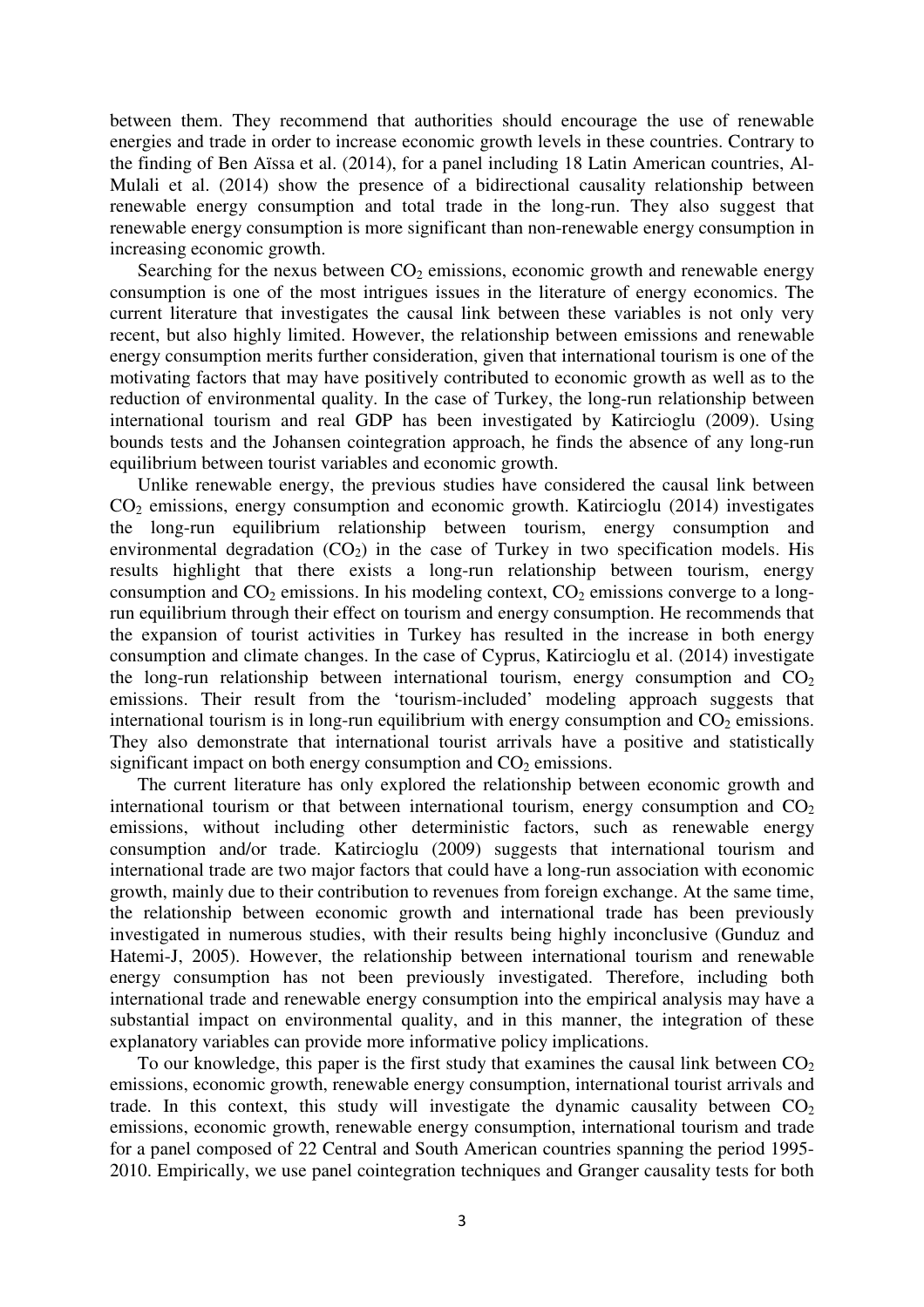between them. They recommend that authorities should encourage the use of renewable energies and trade in order to increase economic growth levels in these countries. Contrary to the finding of Ben Aïssa et al. (2014), for a panel including 18 Latin American countries, Al-Mulali et al. (2014) show the presence of a bidirectional causality relationship between renewable energy consumption and total trade in the long-run. They also suggest that renewable energy consumption is more significant than non-renewable energy consumption in increasing economic growth.

Searching for the nexus between $CO_2$ emissions, economic growth and renewable energy consumption is one of the most intrigues issues in the literature of energy economics. The current literature that investigates the causal link between these variables is not only very recent, but also highly limited. However, the relationship between emissions and renewable energy consumption merits further consideration, given that international tourism is one of the motivating factors that may have positively contributed to economic growth as well as to the reduction of environmental quality. In the case of Turkey, the long-run relationship between international tourism and real GDP has been investigated by Katircioglu (2009). Using bounds tests and the Johansen cointegration approach, he finds the absence of any long-run equilibrium between tourist variables and economic growth.

Unlike renewable energy, the previous studies have considered the causal link between $CO_2$ emissions, energy consumption and economic growth. Katircioglu (2014) investigates the long-run equilibrium relationship between tourism, energy consumption and environmental degradation ($CO_2$) in the case of Turkey in two specification models. His results highlight that there exists a long-run relationship between tourism, energy consumption and $CO_2$ emissions. In his modeling context, $CO_2$ emissions converge to a long-run equilibrium through their effect on tourism and energy consumption. He recommends that the expansion of tourist activities in Turkey has resulted in the increase in both energy consumption and climate changes. In the case of Cyprus, Katircioglu et al. (2014) investigate the long-run relationship between international tourism, energy consumption and $CO_2$ emissions. Their result from the 'tourism-included' modeling approach suggests that international tourism is in long-run equilibrium with energy consumption and $CO_2$ emissions. They also demonstrate that international tourist arrivals have a positive and statistically significant impact on both energy consumption and $CO_2$ emissions.

The current literature has only explored the relationship between economic growth and international tourism or that between international tourism, energy consumption and $CO_2$ emissions, without including other deterministic factors, such as renewable energy consumption and/or trade. Katircioglu (2009) suggests that international tourism and international trade are two major factors that could have a long-run association with economic growth, mainly due to their contribution to revenues from foreign exchange. At the same time, the relationship between economic growth and international trade has been previously investigated in numerous studies, with their results being highly inconclusive (Gunduz and Hatemi-J, 2005). However, the relationship between international tourism and renewable energy consumption has not been previously investigated. Therefore, including both international trade and renewable energy consumption into the empirical analysis may have a substantial impact on environmental quality, and in this manner, the integration of these explanatory variables can provide more informative policy implications.

To our knowledge, this paper is the first study that examines the causal link between $CO_2$ emissions, economic growth, renewable energy consumption, international tourist arrivals and trade. In this context, this study will investigate the dynamic causality between $CO_2$ emissions, economic growth, renewable energy consumption, international tourism and trade for a panel composed of 22 Central and South American countries spanning the period 1995-2010. Empirically, we use panel cointegration techniques and Granger causality tests for both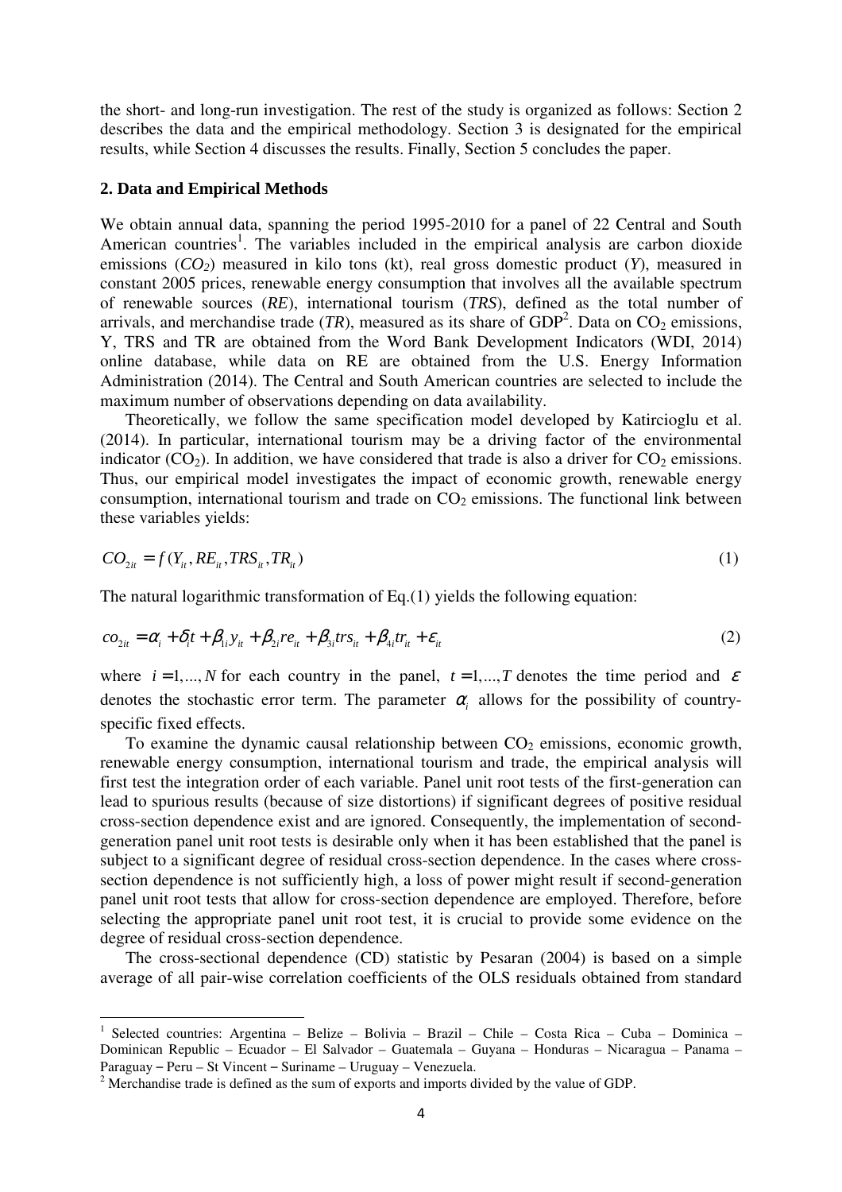the short- and long-run investigation. The rest of the study is organized as follows: Section 2 describes the data and the empirical methodology. Section 3 is designated for the empirical results, while Section 4 discusses the results. Finally, Section 5 concludes the paper.

## 2. Data and Empirical Methods

We obtain annual data, spanning the period 1995-2010 for a panel of 22 Central and South American countries[1]. The variables included in the empirical analysis are carbon dioxide emissions ($CO_2$) measured in kilo tons (kt), real gross domestic product ($Y$), measured in constant 2005 prices, renewable energy consumption that involves all the available spectrum of renewable sources ($RE$), international tourism ($TRS$), defined as the total number of arrivals, and merchandise trade ($TR$), measured as its share of GDP[2]. Data on $CO_2$ emissions, Y, TRS and TR are obtained from the Word Bank Development Indicators (WDI, 2014) online database, while data on RE are obtained from the U.S. Energy Information Administration (2014). The Central and South American countries are selected to include the maximum number of observations depending on data availability.

Theoretically, we follow the same specification model developed by Katircioglu et al. (2014). In particular, international tourism may be a driving factor of the environmental indicator ($CO_2$). In addition, we have considered that trade is also a driver for $CO_2$ emissions. Thus, our empirical model investigates the impact of economic growth, renewable energy consumption, international tourism and trade on $CO_2$ emissions. The functional link between these variables yields:

$$CO_{2it} = f(Y_{it}, RE_{it}, TRS_{it}, TR_{it}) \tag{1}$$

The natural logarithmic transformation of Eq.(1) yields the following equation:

$$co_{2it} = \alpha_i + \delta_i t + \beta_{1i} y_{it} + \beta_{2i} re_{it} + \beta_{3i} trs_{it} + \beta_{4i} tr_{it} + \varepsilon_{it} \tag{2}$$

where $i = 1,...,N$ for each country in the panel, $t = 1,...,T$ denotes the time period and $\varepsilon$ denotes the stochastic error term. The parameter $\alpha_i$ allows for the possibility of country-specific fixed effects.

To examine the dynamic causal relationship between $CO_2$ emissions, economic growth, renewable energy consumption, international tourism and trade, the empirical analysis will first test the integration order of each variable. Panel unit root tests of the first-generation can lead to spurious results (because of size distortions) if significant degrees of positive residual cross-section dependence exist and are ignored. Consequently, the implementation of second-generation panel unit root tests is desirable only when it has been established that the panel is subject to a significant degree of residual cross-section dependence. In the cases where cross-section dependence is not sufficiently high, a loss of power might result if second-generation panel unit root tests that allow for cross-section dependence are employed. Therefore, before selecting the appropriate panel unit root test, it is crucial to provide some evidence on the degree of residual cross-section dependence.

The cross-sectional dependence (CD) statistic by Pesaran (2004) is based on a simple average of all pair-wise correlation coefficients of the OLS residuals obtained from standard

[1] Selected countries: Argentina – Belize – Bolivia – Brazil – Chile – Costa Rica – Cuba – Dominica – Dominican Republic – Ecuador – El Salvador – Guatemala – Guyana – Honduras – Nicaragua – Panama – Paraguay – Peru – St Vincent – Suriname – Uruguay – Venezuela.

[2] Merchandise trade is defined as the sum of exports and imports divided by the value of GDP.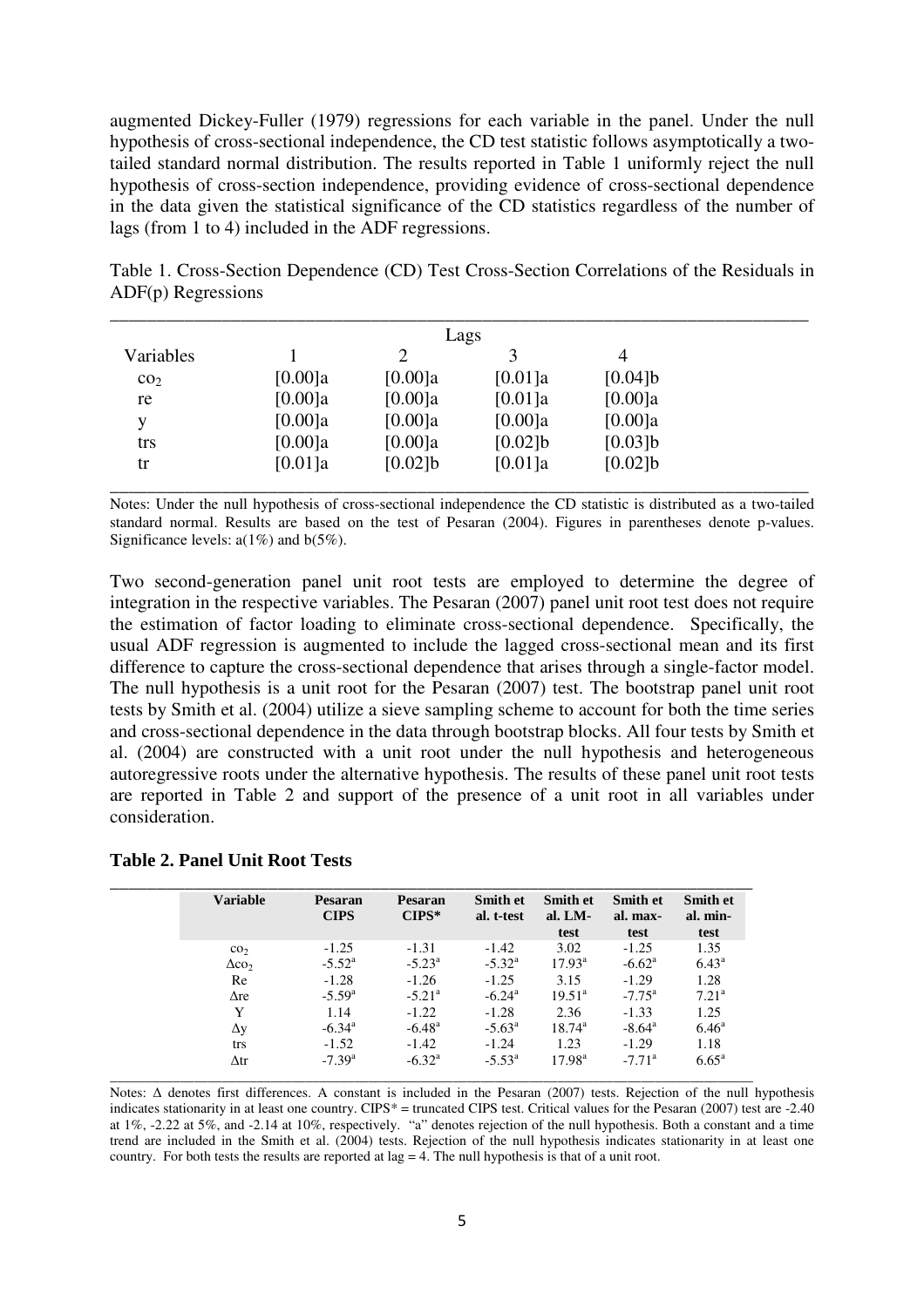augmented Dickey-Fuller (1979) regressions for each variable in the panel. Under the null hypothesis of cross-sectional independence, the CD test statistic follows asymptotically a two-tailed standard normal distribution. The results reported in Table 1 uniformly reject the null hypothesis of cross-section independence, providing evidence of cross-sectional dependence in the data given the statistical significance of the CD statistics regardless of the number of lags (from 1 to 4) included in the ADF regressions.

Table 1. Cross-Section Dependence (CD) Test Cross-Section Correlations of the Residuals in ADF(p) Regressions

| | Lags | | | |
|---|---|---|---|---|
| Variables | 1 | 2 | 3 | 4 |
| $co_2$ | [0.00]a | [0.00]a | [0.01]a | [0.04]b |
| re | [0.00]a | [0.00]a | [0.01]a | [0.00]a |
| y | [0.00]a | [0.00]a | [0.00]a | [0.00]a |
| trs | [0.00]a | [0.00]a | [0.02]b | [0.03]b |
| tr | [0.01]a | [0.02]b | [0.01]a | [0.02]b |

Notes: Under the null hypothesis of cross-sectional independence the CD statistic is distributed as a two-tailed standard normal. Results are based on the test of Pesaran (2004). Figures in parentheses denote p-values. Significance levels: a(1%) and b(5%).

Two second-generation panel unit root tests are employed to determine the degree of integration in the respective variables. The Pesaran (2007) panel unit root test does not require the estimation of factor loading to eliminate cross-sectional dependence. Specifically, the usual ADF regression is augmented to include the lagged cross-sectional mean and its first difference to capture the cross-sectional dependence that arises through a single-factor model. The null hypothesis is a unit root for the Pesaran (2007) test. The bootstrap panel unit root tests by Smith et al. (2004) utilize a sieve sampling scheme to account for both the time series and cross-sectional dependence in the data through bootstrap blocks. All four tests by Smith et al. (2004) are constructed with a unit root under the null hypothesis and heterogeneous autoregressive roots under the alternative hypothesis. The results of these panel unit root tests are reported in Table 2 and support of the presence of a unit root in all variables under consideration.

**Table 2. Panel Unit Root Tests**

| Variable | Pesaran CIPS | Pesaran CIPS* | Smith et al. t-test | Smith et al. LM-test | Smith et al. max-test | Smith et al. min-test |
|---|---|---|---|---|---|---|
| $co_2$ | -1.25 | -1.31 | -1.42 | 3.02 | -1.25 | 1.35 |
| $\Delta co_2$ | -5.52[a] | -5.23[a] | -5.32[a] | 17.93[a] | -6.62[a] | 6.43[a] |
| Re | -1.28 | -1.26 | -1.25 | 3.15 | -1.29 | 1.28 |
| $\Delta$re | -5.59[a] | -5.21[a] | -6.24[a] | 19.51[a] | -7.75[a] | 7.21[a] |
| Y | 1.14 | -1.22 | -1.28 | 2.36 | -1.33 | 1.25 |
| $\Delta$y | -6.34[a] | -6.48[a] | -5.63[a] | 18.74[a] | -8.64[a] | 6.46[a] |
| trs | -1.52 | -1.42 | -1.24 | 1.23 | -1.29 | 1.18 |
| $\Delta$tr | -7.39[a] | -6.32[a] | -5.53[a] | 17.98[a] | -7.71[a] | 6.65[a] |

Notes: $\Delta$ denotes first differences. A constant is included in the Pesaran (2007) tests. Rejection of the null hypothesis indicates stationarity in at least one country. CIPS* = truncated CIPS test. Critical values for the Pesaran (2007) test are -2.40 at 1%, -2.22 at 5%, and -2.14 at 10%, respectively. "a" denotes rejection of the null hypothesis. Both a constant and a time trend are included in the Smith et al. (2004) tests. Rejection of the null hypothesis indicates stationarity in at least one country. For both tests the results are reported at lag = 4. The null hypothesis is that of a unit root.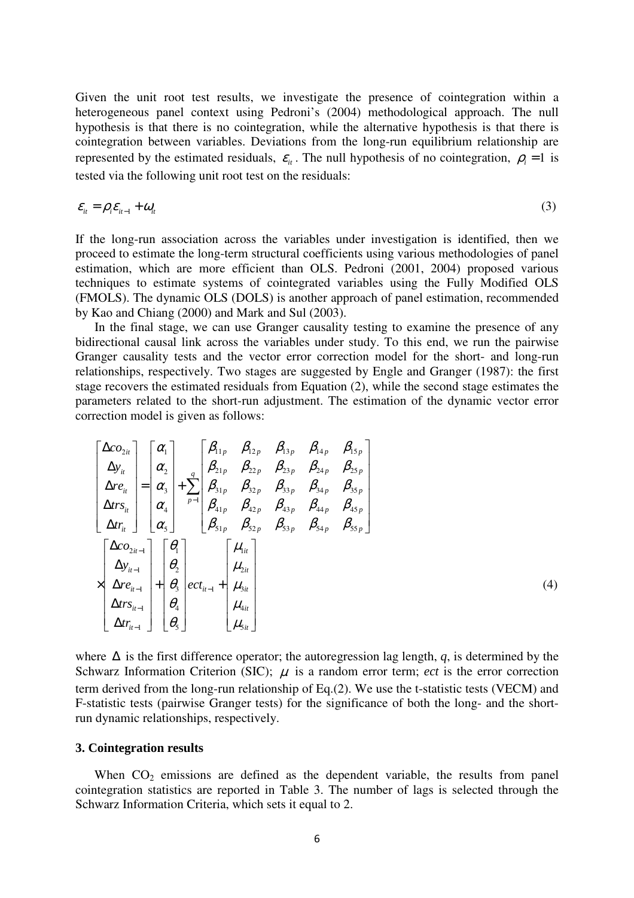Given the unit root test results, we investigate the presence of cointegration within a heterogeneous panel context using Pedroni's (2004) methodological approach. The null hypothesis is that there is no cointegration, while the alternative hypothesis is that there is cointegration between variables. Deviations from the long-run equilibrium relationship are represented by the estimated residuals, $\varepsilon_{it}$. The null hypothesis of no cointegration, $\rho_i = 1$ is tested via the following unit root test on the residuals:

$$\varepsilon_{it} = \rho_i \varepsilon_{it-1} + \omega_{it} \tag{3}$$

If the long-run association across the variables under investigation is identified, then we proceed to estimate the long-term structural coefficients using various methodologies of panel estimation, which are more efficient than OLS. Pedroni (2001, 2004) proposed various techniques to estimate systems of cointegrated variables using the Fully Modified OLS (FMOLS). The dynamic OLS (DOLS) is another approach of panel estimation, recommended by Kao and Chiang (2000) and Mark and Sul (2003).

In the final stage, we can use Granger causality testing to examine the presence of any bidirectional causal link across the variables under study. To this end, we run the pairwise Granger causality tests and the vector error correction model for the short- and long-run relationships, respectively. Two stages are suggested by Engle and Granger (1987): the first stage recovers the estimated residuals from Equation (2), while the second stage estimates the parameters related to the short-run adjustment. The estimation of the dynamic vector error correction model is given as follows:

$$\begin{bmatrix} \Delta co_{2it} \\ \Delta y_{it} \\ \Delta re_{it} \\ \Delta trs_{it} \\ \Delta tr_{it} \end{bmatrix} = \begin{bmatrix} \alpha_1 \\ \alpha_2 \\ \alpha_3 \\ \alpha_4 \\ \alpha_5 \end{bmatrix} + \sum_{p=1}^{q} \begin{bmatrix} \beta_{11p} & \beta_{12p} & \beta_{13p} & \beta_{14p} & \beta_{15p} \\ \beta_{21p} & \beta_{22p} & \beta_{23p} & \beta_{24p} & \beta_{25p} \\ \beta_{31p} & \beta_{32p} & \beta_{33p} & \beta_{34p} & \beta_{35p} \\ \beta_{41p} & \beta_{42p} & \beta_{43p} & \beta_{44p} & \beta_{45p} \\ \beta_{51p} & \beta_{52p} & \beta_{53p} & \beta_{54p} & \beta_{55p} \end{bmatrix}$$

$$\times \begin{bmatrix} \Delta co_{2it-1} \\ \Delta y_{it-1} \\ \Delta re_{it-1} \\ \Delta trs_{it-1} \\ \Delta tr_{it-1} \end{bmatrix} + \begin{bmatrix} \theta_1 \\ \theta_2 \\ \theta_3 \\ \theta_4 \\ \theta_5 \end{bmatrix} ect_{it-1} + \begin{bmatrix} \mu_{1it} \\ \mu_{2it} \\ \mu_{3it} \\ \mu_{4it} \\ \mu_{5it} \end{bmatrix} \tag{4}$$

where $\Delta$ is the first difference operator; the autoregression lag length, $q$, is determined by the Schwarz Information Criterion (SIC); $\mu$ is a random error term; *ect* is the error correction term derived from the long-run relationship of Eq.(2). We use the t-statistic tests (VECM) and F-statistic tests (pairwise Granger tests) for the significance of both the long- and the short-run dynamic relationships, respectively.

### 3. Cointegration results

When $CO_2$ emissions are defined as the dependent variable, the results from panel cointegration statistics are reported in Table 3. The number of lags is selected through the Schwarz Information Criteria, which sets it equal to 2.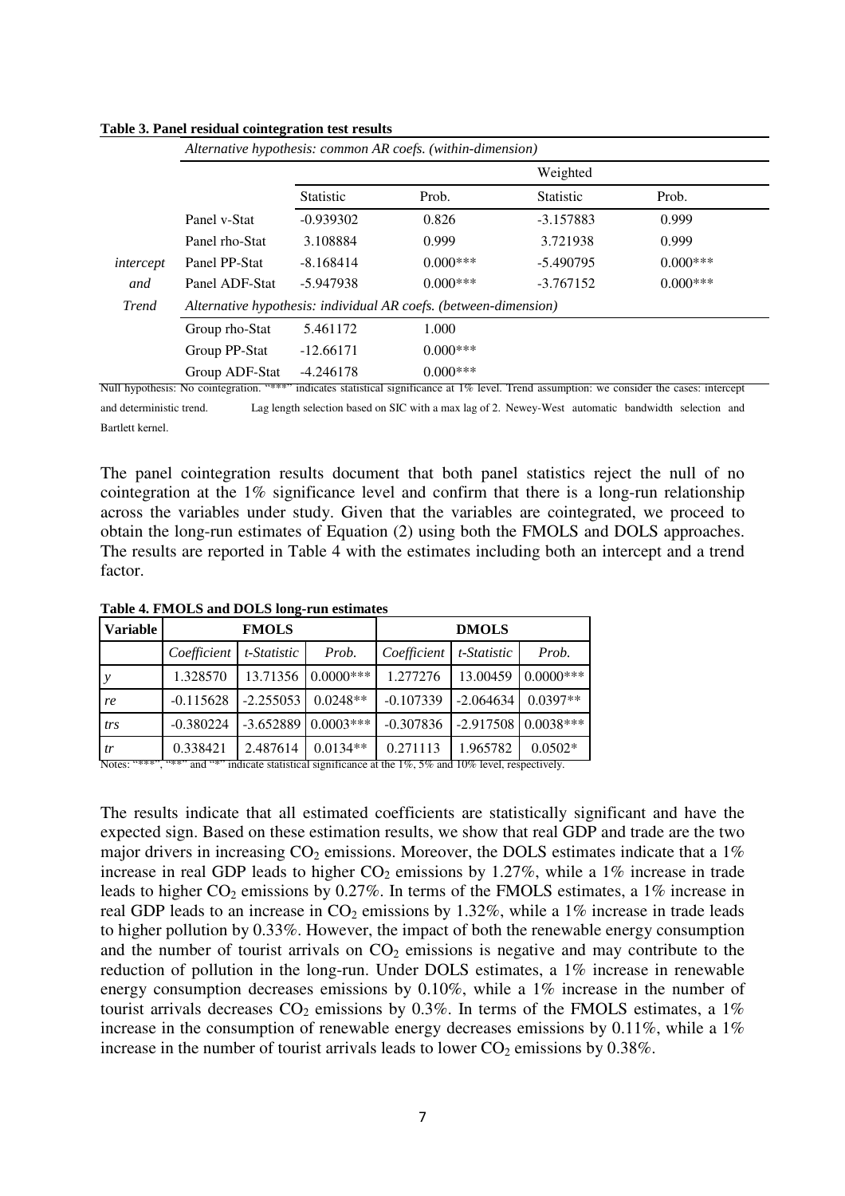**Table 3. Panel residual cointegration test results**

| | | | | Weighted | |
|---|---|---|---|---|---|
| | *Alternative hypothesis: common AR coefs. (within-dimension)* | Statistic | Prob. | Statistic | Prob. |
| *intercept and Trend* | Panel v-Stat | -0.939302 | 0.826 | -3.157883 | 0.999 |
| | Panel rho-Stat | 3.108884 | 0.999 | 3.721938 | 0.999 |
| | Panel PP-Stat | -8.168414 | 0.000*** | -5.490795 | 0.000*** |
| | Panel ADF-Stat | -5.947938 | 0.000*** | -3.767152 | 0.000*** |
| | *Alternative hypothesis: individual AR coefs. (between-dimension)* | | | | |
| | Group rho-Stat | 5.461172 | 1.000 | | |
| | Group PP-Stat | -12.66171 | 0.000*** | | |
| | Group ADF-Stat | -4.246178 | 0.000*** | | |

Null hypothesis: No cointegration. "***" indicates statistical significance at 1% level. Trend assumption: we consider the cases: intercept and deterministic trend. Lag length selection based on SIC with a max lag of 2. Newey-West automatic bandwidth selection and Bartlett kernel.

The panel cointegration results document that both panel statistics reject the null of no cointegration at the 1% significance level and confirm that there is a long-run relationship across the variables under study. Given that the variables are cointegrated, we proceed to obtain the long-run estimates of Equation (2) using both the FMOLS and DOLS approaches. The results are reported in Table 4 with the estimates including both an intercept and a trend factor.

**Table 4. FMOLS and DOLS long-run estimates**

| Variable | FMOLS | | | DMOLS | | |
|---|---|---|---|---|---|---|
| | *Coefficient* | *t-Statistic* | *Prob.* | *Coefficient* | *t-Statistic* | *Prob.* |
| *y* | 1.328570 | 13.71356 | 0.0000*** | 1.277276 | 13.00459 | 0.0000*** |
| *re* | -0.115628 | -2.255053 | 0.0248** | -0.107339 | -2.064634 | 0.0397** |
| *trs* | -0.380224 | -3.652889 | 0.0003*** | -0.307836 | -2.917508 | 0.0038*** |
| *tr* | 0.338421 | 2.487614 | 0.0134** | 0.271113 | 1.965782 | 0.0502* |

Notes: "***", "**" and "*" indicate statistical significance at the 1%, 5% and 10% level, respectively.

The results indicate that all estimated coefficients are statistically significant and have the expected sign. Based on these estimation results, we show that real GDP and trade are the two major drivers in increasing $CO_2$ emissions. Moreover, the DOLS estimates indicate that a 1% increase in real GDP leads to higher $CO_2$ emissions by 1.27%, while a 1% increase in trade leads to higher $CO_2$ emissions by 0.27%. In terms of the FMOLS estimates, a 1% increase in real GDP leads to an increase in $CO_2$ emissions by 1.32%, while a 1% increase in trade leads to higher pollution by 0.33%. However, the impact of both the renewable energy consumption and the number of tourist arrivals on $CO_2$ emissions is negative and may contribute to the reduction of pollution in the long-run. Under DOLS estimates, a 1% increase in renewable energy consumption decreases emissions by 0.10%, while a 1% increase in the number of tourist arrivals decreases $CO_2$ emissions by 0.3%. In terms of the FMOLS estimates, a 1% increase in the consumption of renewable energy decreases emissions by 0.11%, while a 1% increase in the number of tourist arrivals leads to lower $CO_2$ emissions by 0.38%.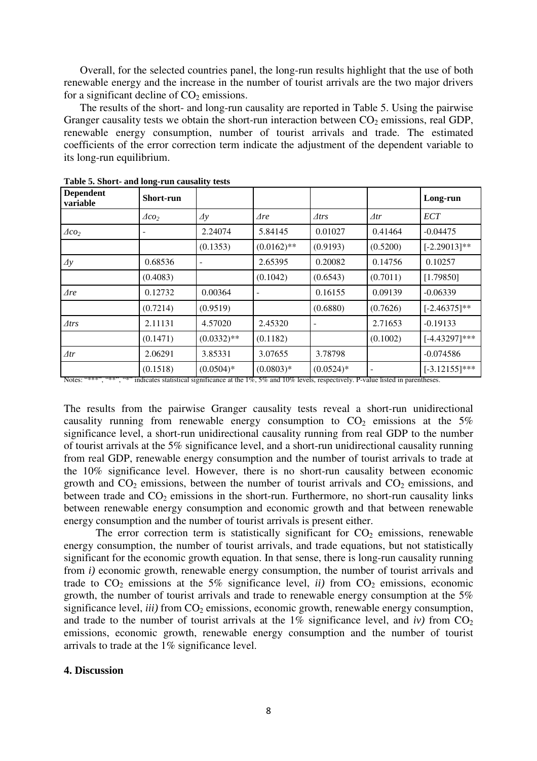Overall, for the selected countries panel, the long-run results highlight that the use of both renewable energy and the increase in the number of tourist arrivals are the two major drivers for a significant decline of $CO_2$ emissions.

The results of the short- and long-run causality are reported in Table 5. Using the pairwise Granger causality tests we obtain the short-run interaction between $CO_2$ emissions, real GDP, renewable energy consumption, number of tourist arrivals and trade. The estimated coefficients of the error correction term indicate the adjustment of the dependent variable to its long-run equilibrium.

**Table 5. Short- and long-run causality tests**

| Dependent variable | Short-run | | | | | Long-run |
|---|---|---|---|---|---|---|
| | $\Delta co_2$ | $\Delta y$ | $\Delta re$ | $\Delta trs$ | $\Delta tr$ | *ECT* |
| $\Delta co_2$ | - | 2.24074 | 5.84145 | 0.01027 | 0.41464 | -0.04475 |
| | | (0.1353) | (0.0162)** | (0.9193) | (0.5200) | [-2.29013]** |
| $\Delta y$ | 0.68536 | - | 2.65395 | 0.20082 | 0.14756 | 0.10257 |
| | (0.4083) | | (0.1042) | (0.6543) | (0.7011) | [1.79850] |
| $\Delta re$ | 0.12732 | 0.00364 | - | 0.16155 | 0.09139 | -0.06339 |
| | (0.7214) | (0.9519) | | (0.6880) | (0.7626) | [-2.46375]** |
| $\Delta trs$ | 2.11131 | 4.57020 | 2.45320 | - | 2.71653 | -0.19133 |
| | (0.1471) | (0.0332)** | (0.1182) | | (0.1002) | [-4.43297]*** |
| $\Delta tr$ | 2.06291 | 3.85331 | 3.07655 | 3.78798 | | -0.074586 |
| | (0.1518) | (0.0504)* | (0.0803)* | (0.0524)* | - | [-3.12155]*** |

Notes: "***", "**", "*" indicates statistical significance at the 1%, 5% and 10% levels, respectively. P-value listed in parentheses.

The results from the pairwise Granger causality tests reveal a short-run unidirectional causality running from renewable energy consumption to $CO_2$ emissions at the 5% significance level, a short-run unidirectional causality running from real GDP to the number of tourist arrivals at the 5% significance level, and a short-run unidirectional causality running from real GDP, renewable energy consumption and the number of tourist arrivals to trade at the 10% significance level. However, there is no short-run causality between economic growth and $CO_2$ emissions, between the number of tourist arrivals and $CO_2$ emissions, and between trade and $CO_2$ emissions in the short-run. Furthermore, no short-run causality links between renewable energy consumption and economic growth and that between renewable energy consumption and the number of tourist arrivals is present either.

The error correction term is statistically significant for $CO_2$ emissions, renewable energy consumption, the number of tourist arrivals, and trade equations, but not statistically significant for the economic growth equation. In that sense, there is long-run causality running from *i)* economic growth, renewable energy consumption, the number of tourist arrivals and trade to $CO_2$ emissions at the 5% significance level, *ii)* from $CO_2$ emissions, economic growth, the number of tourist arrivals and trade to renewable energy consumption at the 5% significance level, *iii)* from $CO_2$ emissions, economic growth, renewable energy consumption, and trade to the number of tourist arrivals at the 1% significance level, and *iv)* from $CO_2$ emissions, economic growth, renewable energy consumption and the number of tourist arrivals to trade at the 1% significance level.

## 4. Discussion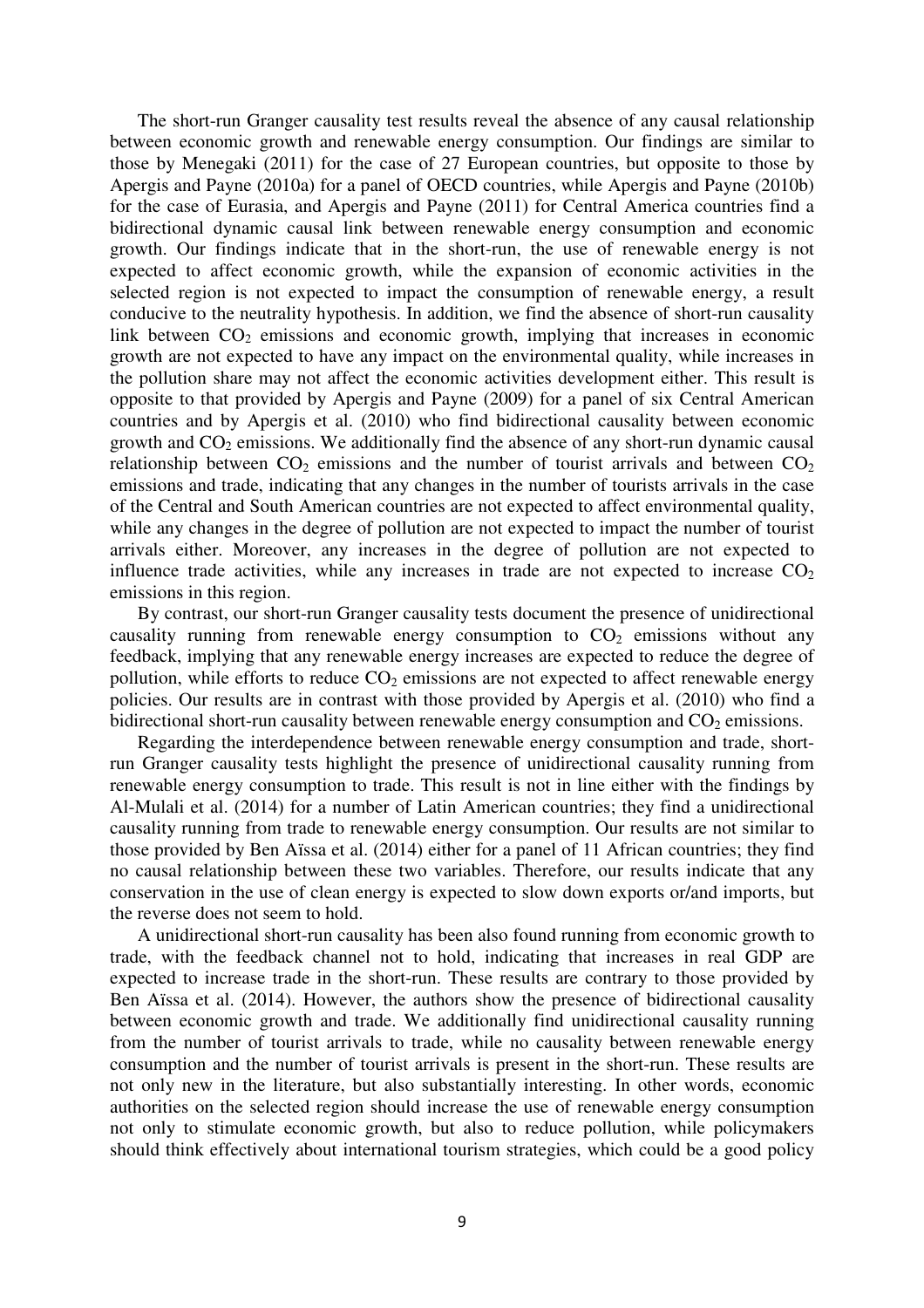The short-run Granger causality test results reveal the absence of any causal relationship between economic growth and renewable energy consumption. Our findings are similar to those by Menegaki (2011) for the case of 27 European countries, but opposite to those by Apergis and Payne (2010a) for a panel of OECD countries, while Apergis and Payne (2010b) for the case of Eurasia, and Apergis and Payne (2011) for Central America countries find a bidirectional dynamic causal link between renewable energy consumption and economic growth. Our findings indicate that in the short-run, the use of renewable energy is not expected to affect economic growth, while the expansion of economic activities in the selected region is not expected to impact the consumption of renewable energy, a result conducive to the neutrality hypothesis. In addition, we find the absence of short-run causality link between $CO_2$ emissions and economic growth, implying that increases in economic growth are not expected to have any impact on the environmental quality, while increases in the pollution share may not affect the economic activities development either. This result is opposite to that provided by Apergis and Payne (2009) for a panel of six Central American countries and by Apergis et al. (2010) who find bidirectional causality between economic growth and $CO_2$ emissions. We additionally find the absence of any short-run dynamic causal relationship between $CO_2$ emissions and the number of tourist arrivals and between $CO_2$ emissions and trade, indicating that any changes in the number of tourists arrivals in the case of the Central and South American countries are not expected to affect environmental quality, while any changes in the degree of pollution are not expected to impact the number of tourist arrivals either. Moreover, any increases in the degree of pollution are not expected to influence trade activities, while any increases in trade are not expected to increase $CO_2$ emissions in this region.

By contrast, our short-run Granger causality tests document the presence of unidirectional causality running from renewable energy consumption to $CO_2$ emissions without any feedback, implying that any renewable energy increases are expected to reduce the degree of pollution, while efforts to reduce $CO_2$ emissions are not expected to affect renewable energy policies. Our results are in contrast with those provided by Apergis et al. (2010) who find a bidirectional short-run causality between renewable energy consumption and $CO_2$ emissions.

Regarding the interdependence between renewable energy consumption and trade, short-run Granger causality tests highlight the presence of unidirectional causality running from renewable energy consumption to trade. This result is not in line either with the findings by Al-Mulali et al. (2014) for a number of Latin American countries; they find a unidirectional causality running from trade to renewable energy consumption. Our results are not similar to those provided by Ben Aïssa et al. (2014) either for a panel of 11 African countries; they find no causal relationship between these two variables. Therefore, our results indicate that any conservation in the use of clean energy is expected to slow down exports or/and imports, but the reverse does not seem to hold.

A unidirectional short-run causality has been also found running from economic growth to trade, with the feedback channel not to hold, indicating that increases in real GDP are expected to increase trade in the short-run. These results are contrary to those provided by Ben Aïssa et al. (2014). However, the authors show the presence of bidirectional causality between economic growth and trade. We additionally find unidirectional causality running from the number of tourist arrivals to trade, while no causality between renewable energy consumption and the number of tourist arrivals is present in the short-run. These results are not only new in the literature, but also substantially interesting. In other words, economic authorities on the selected region should increase the use of renewable energy consumption not only to stimulate economic growth, but also to reduce pollution, while policymakers should think effectively about international tourism strategies, which could be a good policy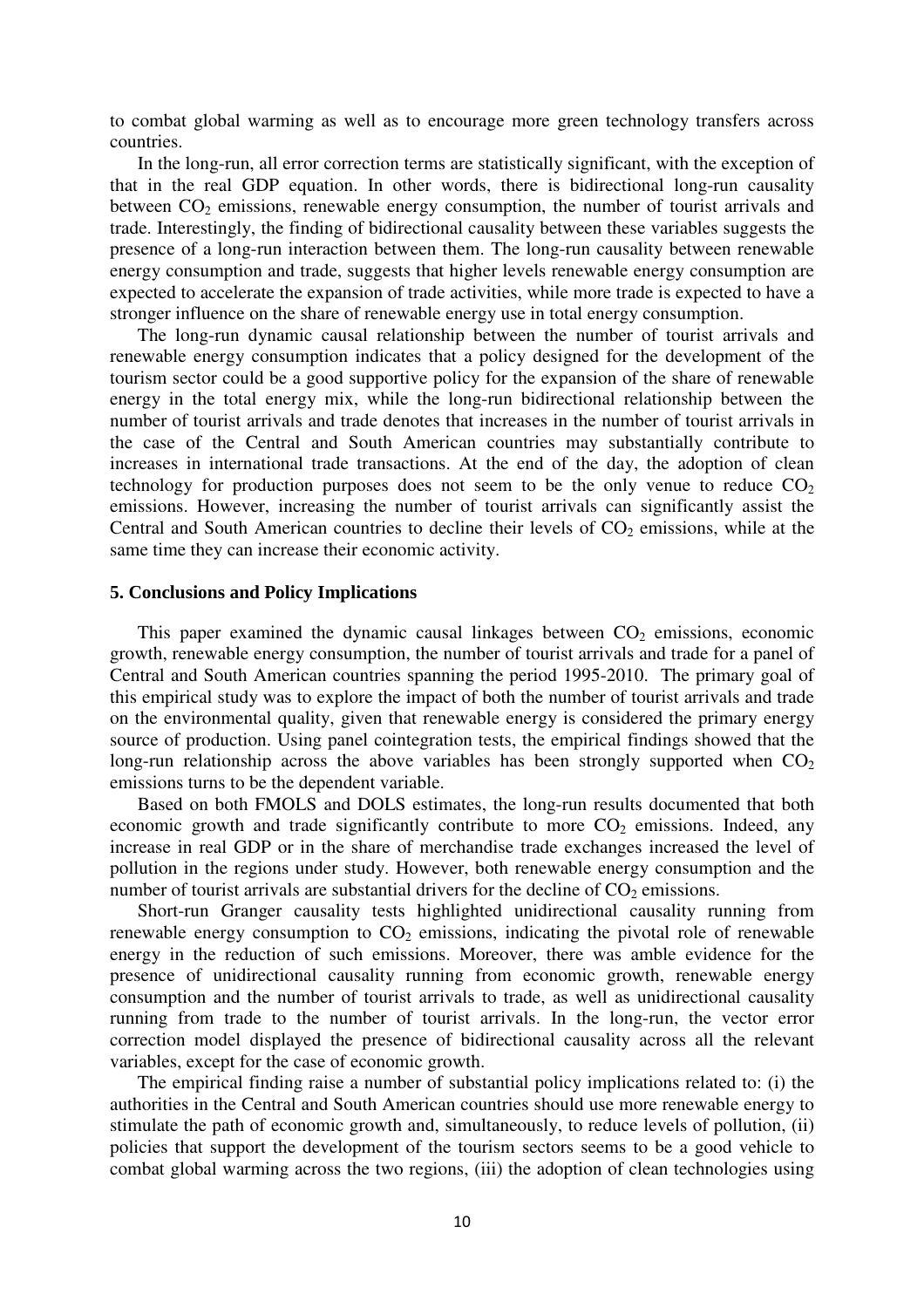to combat global warming as well as to encourage more green technology transfers across countries.

In the long-run, all error correction terms are statistically significant, with the exception of that in the real GDP equation. In other words, there is bidirectional long-run causality between $CO_2$ emissions, renewable energy consumption, the number of tourist arrivals and trade. Interestingly, the finding of bidirectional causality between these variables suggests the presence of a long-run interaction between them. The long-run causality between renewable energy consumption and trade, suggests that higher levels renewable energy consumption are expected to accelerate the expansion of trade activities, while more trade is expected to have a stronger influence on the share of renewable energy use in total energy consumption.

The long-run dynamic causal relationship between the number of tourist arrivals and renewable energy consumption indicates that a policy designed for the development of the tourism sector could be a good supportive policy for the expansion of the share of renewable energy in the total energy mix, while the long-run bidirectional relationship between the number of tourist arrivals and trade denotes that increases in the number of tourist arrivals in the case of the Central and South American countries may substantially contribute to increases in international trade transactions. At the end of the day, the adoption of clean technology for production purposes does not seem to be the only venue to reduce $CO_2$ emissions. However, increasing the number of tourist arrivals can significantly assist the Central and South American countries to decline their levels of $CO_2$ emissions, while at the same time they can increase their economic activity.

## 5. Conclusions and Policy Implications

This paper examined the dynamic causal linkages between $CO_2$ emissions, economic growth, renewable energy consumption, the number of tourist arrivals and trade for a panel of Central and South American countries spanning the period 1995-2010. The primary goal of this empirical study was to explore the impact of both the number of tourist arrivals and trade on the environmental quality, given that renewable energy is considered the primary energy source of production. Using panel cointegration tests, the empirical findings showed that the long-run relationship across the above variables has been strongly supported when $CO_2$ emissions turns to be the dependent variable.

Based on both FMOLS and DOLS estimates, the long-run results documented that both economic growth and trade significantly contribute to more $CO_2$ emissions. Indeed, any increase in real GDP or in the share of merchandise trade exchanges increased the level of pollution in the regions under study. However, both renewable energy consumption and the number of tourist arrivals are substantial drivers for the decline of $CO_2$ emissions.

Short-run Granger causality tests highlighted unidirectional causality running from renewable energy consumption to $CO_2$ emissions, indicating the pivotal role of renewable energy in the reduction of such emissions. Moreover, there was amble evidence for the presence of unidirectional causality running from economic growth, renewable energy consumption and the number of tourist arrivals to trade, as well as unidirectional causality running from trade to the number of tourist arrivals. In the long-run, the vector error correction model displayed the presence of bidirectional causality across all the relevant variables, except for the case of economic growth.

The empirical finding raise a number of substantial policy implications related to: (i) the authorities in the Central and South American countries should use more renewable energy to stimulate the path of economic growth and, simultaneously, to reduce levels of pollution, (ii) policies that support the development of the tourism sectors seems to be a good vehicle to combat global warming across the two regions, (iii) the adoption of clean technologies using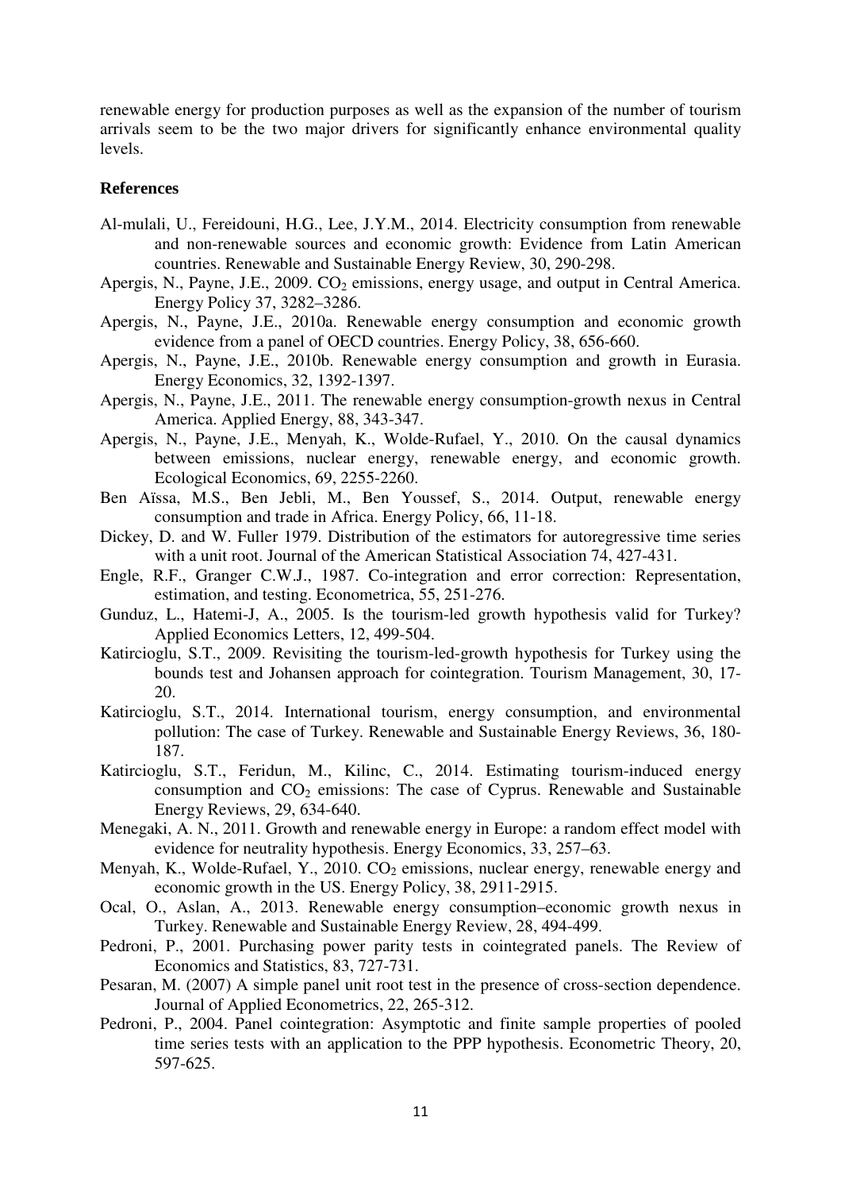renewable energy for production purposes as well as the expansion of the number of tourism arrivals seem to be the two major drivers for significantly enhance environmental quality levels.

## References

Al-mulali, U., Fereidouni, H.G., Lee, J.Y.M., 2014. Electricity consumption from renewable and non-renewable sources and economic growth: Evidence from Latin American countries. Renewable and Sustainable Energy Review, 30, 290-298.

Apergis, N., Payne, J.E., 2009. $CO_2$ emissions, energy usage, and output in Central America. Energy Policy 37, 3282–3286.

Apergis, N., Payne, J.E., 2010a. Renewable energy consumption and economic growth evidence from a panel of OECD countries. Energy Policy, 38, 656-660.

Apergis, N., Payne, J.E., 2010b. Renewable energy consumption and growth in Eurasia. Energy Economics, 32, 1392-1397.

Apergis, N., Payne, J.E., 2011. The renewable energy consumption-growth nexus in Central America. Applied Energy, 88, 343-347.

Apergis, N., Payne, J.E., Menyah, K., Wolde-Rufael, Y., 2010. On the causal dynamics between emissions, nuclear energy, renewable energy, and economic growth. Ecological Economics, 69, 2255-2260.

Ben Aïssa, M.S., Ben Jebli, M., Ben Youssef, S., 2014. Output, renewable energy consumption and trade in Africa. Energy Policy, 66, 11-18.

Dickey, D. and W. Fuller 1979. Distribution of the estimators for autoregressive time series with a unit root. Journal of the American Statistical Association 74, 427-431.

Engle, R.F., Granger C.W.J., 1987. Co-integration and error correction: Representation, estimation, and testing. Econometrica, 55, 251-276.

Gunduz, L., Hatemi-J, A., 2005. Is the tourism-led growth hypothesis valid for Turkey? Applied Economics Letters, 12, 499-504.

Katircioglu, S.T., 2009. Revisiting the tourism-led-growth hypothesis for Turkey using the bounds test and Johansen approach for cointegration. Tourism Management, 30, 17-20.

Katircioglu, S.T., 2014. International tourism, energy consumption, and environmental pollution: The case of Turkey. Renewable and Sustainable Energy Reviews, 36, 180-187.

Katircioglu, S.T., Feridun, M., Kilinc, C., 2014. Estimating tourism-induced energy consumption and $CO_2$ emissions: The case of Cyprus. Renewable and Sustainable Energy Reviews, 29, 634-640.

Menegaki, A. N., 2011. Growth and renewable energy in Europe: a random effect model with evidence for neutrality hypothesis. Energy Economics, 33, 257–63.

Menyah, K., Wolde-Rufael, Y., 2010. $CO_2$ emissions, nuclear energy, renewable energy and economic growth in the US. Energy Policy, 38, 2911-2915.

Ocal, O., Aslan, A., 2013. Renewable energy consumption–economic growth nexus in Turkey. Renewable and Sustainable Energy Review, 28, 494-499.

Pedroni, P., 2001. Purchasing power parity tests in cointegrated panels. The Review of Economics and Statistics, 83, 727-731.

Pesaran, M. (2007) A simple panel unit root test in the presence of cross-section dependence. Journal of Applied Econometrics, 22, 265-312.

Pedroni, P., 2004. Panel cointegration: Asymptotic and finite sample properties of pooled time series tests with an application to the PPP hypothesis. Econometric Theory, 20, 597-625.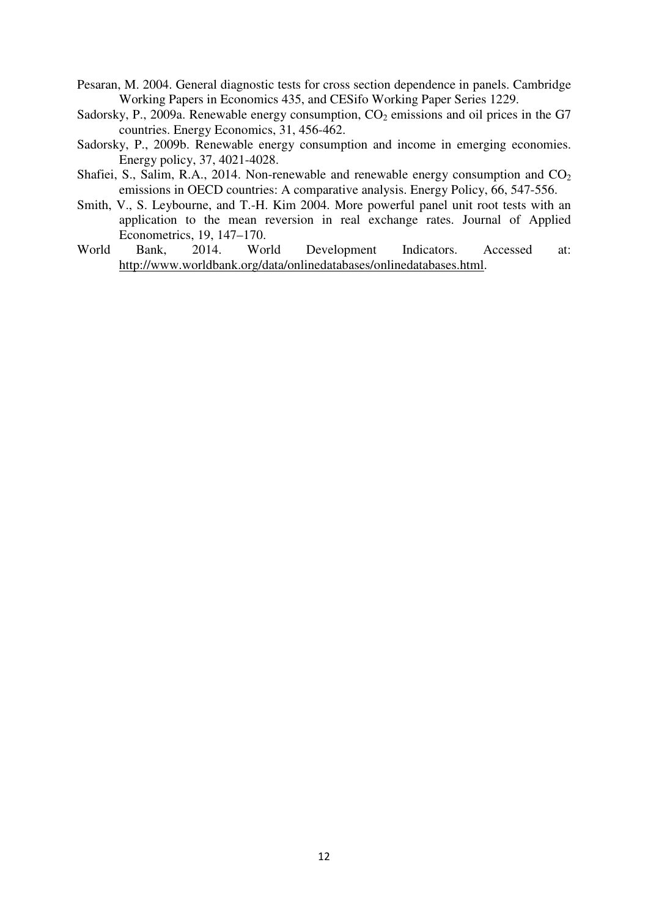Pesaran, M. 2004. General diagnostic tests for cross section dependence in panels. Cambridge Working Papers in Economics 435, and CESifo Working Paper Series 1229.

Sadorsky, P., 2009a. Renewable energy consumption, $CO_2$ emissions and oil prices in the G7 countries. Energy Economics, 31, 456-462.

Sadorsky, P., 2009b. Renewable energy consumption and income in emerging economies. Energy policy, 37, 4021-4028.

Shafiei, S., Salim, R.A., 2014. Non-renewable and renewable energy consumption and $CO_2$ emissions in OECD countries: A comparative analysis. Energy Policy, 66, 547-556.

Smith, V., S. Leybourne, and T.-H. Kim 2004. More powerful panel unit root tests with an application to the mean reversion in real exchange rates. Journal of Applied Econometrics, 19, 147–170.

World Bank, 2014. World Development Indicators. Accessed at: http://www.worldbank.org/data/onlinedatabases/onlinedatabases.html.